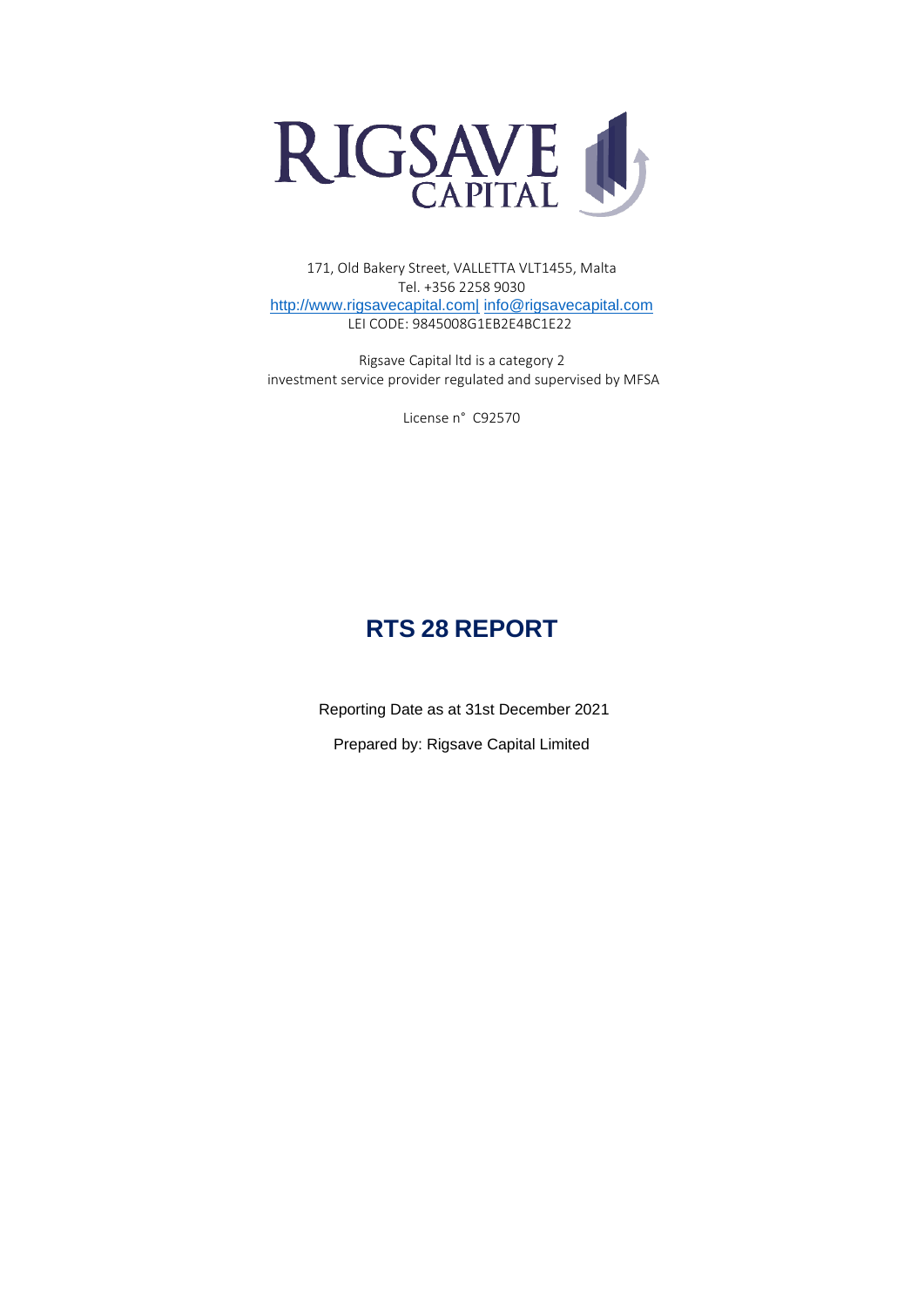RIGSAVE CAPITAL

171, Old Bakery Street, VALLETTA VLT1455, Malta
Tel. +356 2258 9030
http://www.rigsavecapital.com| info@rigsavecapital.com
LEI CODE: 9845008G1EB2E4BC1E22

Rigsave Capital ltd is a category 2
investment service provider regulated and supervised by MFSA

License n° C92570

# RTS 28 REPORT

Reporting Date as at 31st December 2021

Prepared by: Rigsave Capital Limited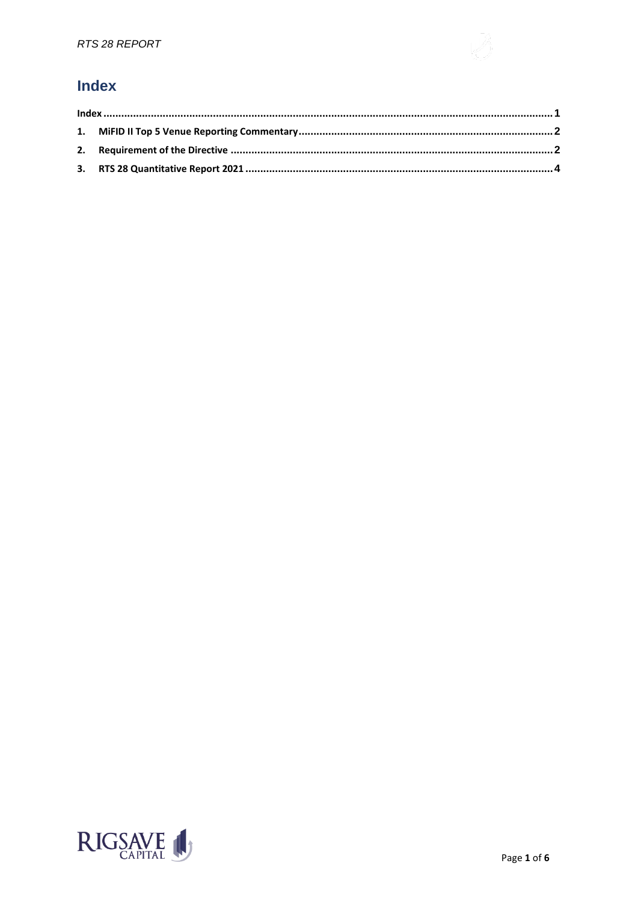# Index

Index ........................................................................................................................................................ 1

1. MiFID II Top 5 Venue Reporting Commentary ...................................................................................... 2

2. Requirement of the Directive ............................................................................................................... 2

3. RTS 28 Quantitative Report 2021 .......................................................................................................... 4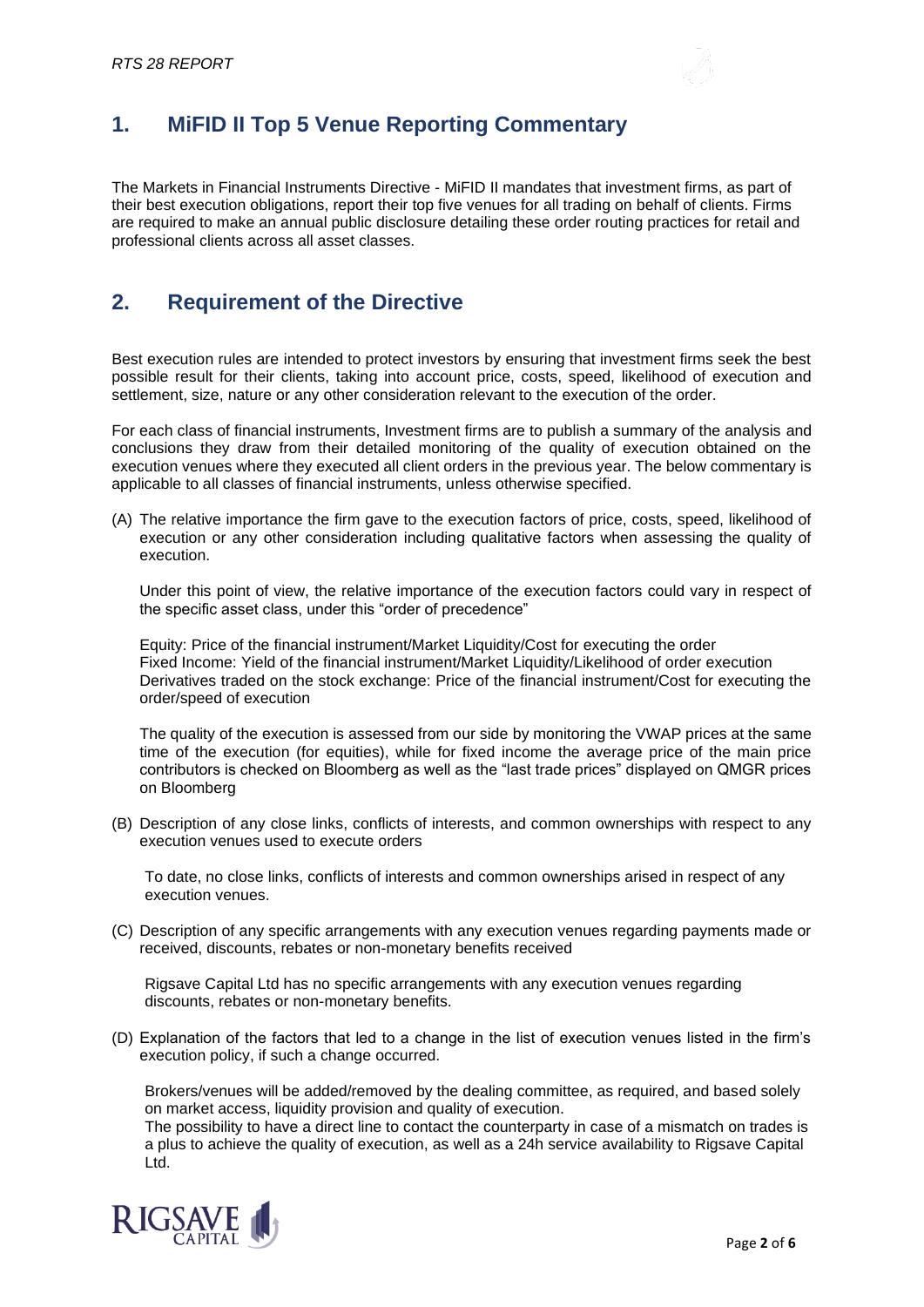## 1. MiFID II Top 5 Venue Reporting Commentary

The Markets in Financial Instruments Directive - MiFID II mandates that investment firms, as part of their best execution obligations, report their top five venues for all trading on behalf of clients. Firms are required to make an annual public disclosure detailing these order routing practices for retail and professional clients across all asset classes.

## 2. Requirement of the Directive

Best execution rules are intended to protect investors by ensuring that investment firms seek the best possible result for their clients, taking into account price, costs, speed, likelihood of execution and settlement, size, nature or any other consideration relevant to the execution of the order.

For each class of financial instruments, Investment firms are to publish a summary of the analysis and conclusions they draw from their detailed monitoring of the quality of execution obtained on the execution venues where they executed all client orders in the previous year. The below commentary is applicable to all classes of financial instruments, unless otherwise specified.

(A) The relative importance the firm gave to the execution factors of price, costs, speed, likelihood of execution or any other consideration including qualitative factors when assessing the quality of execution.

Under this point of view, the relative importance of the execution factors could vary in respect of the specific asset class, under this "order of precedence"

Equity: Price of the financial instrument/Market Liquidity/Cost for executing the order
Fixed Income: Yield of the financial instrument/Market Liquidity/Likelihood of order execution
Derivatives traded on the stock exchange: Price of the financial instrument/Cost for executing the order/speed of execution

The quality of the execution is assessed from our side by monitoring the VWAP prices at the same time of the execution (for equities), while for fixed income the average price of the main price contributors is checked on Bloomberg as well as the "last trade prices" displayed on QMGR prices on Bloomberg

(B) Description of any close links, conflicts of interests, and common ownerships with respect to any execution venues used to execute orders

To date, no close links, conflicts of interests and common ownerships arised in respect of any execution venues.

(C) Description of any specific arrangements with any execution venues regarding payments made or received, discounts, rebates or non-monetary benefits received

Rigsave Capital Ltd has no specific arrangements with any execution venues regarding discounts, rebates or non-monetary benefits.

(D) Explanation of the factors that led to a change in the list of execution venues listed in the firm's execution policy, if such a change occurred.

Brokers/venues will be added/removed by the dealing committee, as required, and based solely on market access, liquidity provision and quality of execution.
The possibility to have a direct line to contact the counterparty in case of a mismatch on trades is a plus to achieve the quality of execution, as well as a 24h service availability to Rigsave Capital Ltd.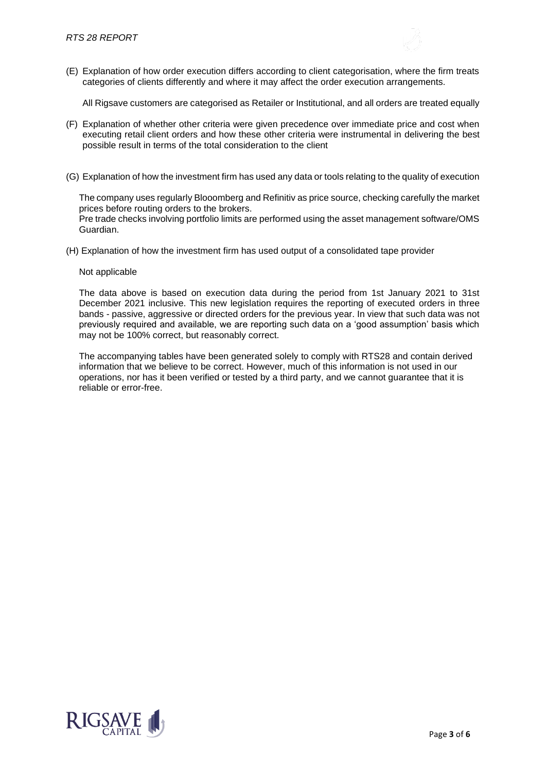(E) Explanation of how order execution differs according to client categorisation, where the firm treats categories of clients differently and where it may affect the order execution arrangements.

All Rigsave customers are categorised as Retailer or Institutional, and all orders are treated equally

(F) Explanation of whether other criteria were given precedence over immediate price and cost when executing retail client orders and how these other criteria were instrumental in delivering the best possible result in terms of the total consideration to the client

(G) Explanation of how the investment firm has used any data or tools relating to the quality of execution

The company uses regularly Blooomberg and Refinitiv as price source, checking carefully the market prices before routing orders to the brokers.
Pre trade checks involving portfolio limits are performed using the asset management software/OMS Guardian.

(H) Explanation of how the investment firm has used output of a consolidated tape provider

Not applicable

The data above is based on execution data during the period from 1st January 2021 to 31st December 2021 inclusive. This new legislation requires the reporting of executed orders in three bands - passive, aggressive or directed orders for the previous year. In view that such data was not previously required and available, we are reporting such data on a 'good assumption' basis which may not be 100% correct, but reasonably correct.

The accompanying tables have been generated solely to comply with RTS28 and contain derived information that we believe to be correct. However, much of this information is not used in our operations, nor has it been verified or tested by a third party, and we cannot guarantee that it is reliable or error-free.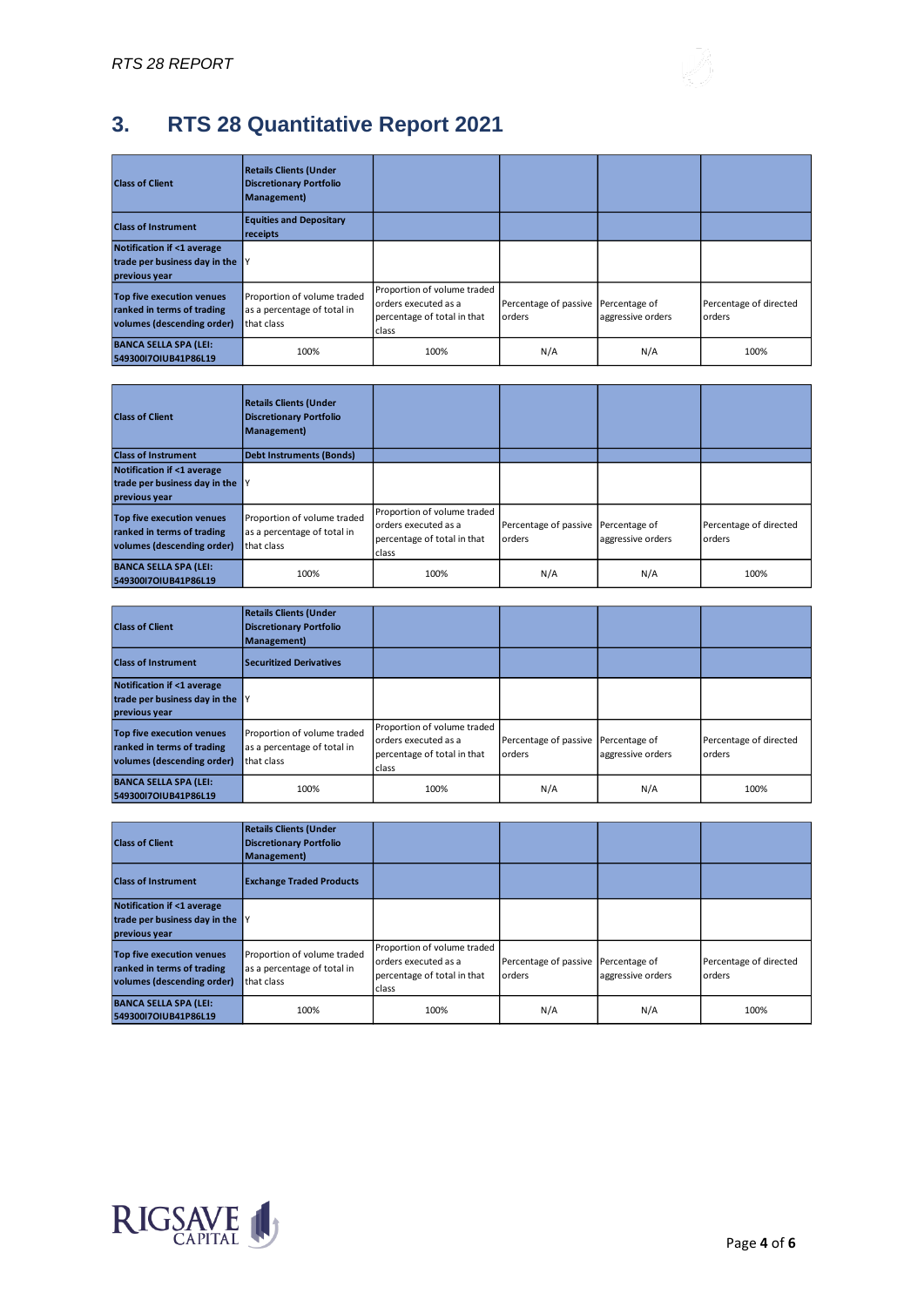## 3. RTS 28 Quantitative Report 2021

| Class of Client | Retails Clients (Under Discretionary Portfolio Management) | | | | |
|---|---|---|---|---|---|
| Class of Instrument | Equities and Depositary receipts | | | | |
| Notification if <1 average trade per business day in the previous year | Y | | | | |
| Top five execution venues ranked in terms of trading volumes (descending order) | Proportion of volume traded as a percentage of total in that class | Proportion of volume traded orders executed as a percentage of total in that class | Percentage of passive orders | Percentage of aggressive orders | Percentage of directed orders |
| BANCA SELLA SPA (LEI: 549300I7OIUB41P86L19 | 100% | 100% | N/A | N/A | 100% |

| Class of Client | Retails Clients (Under Discretionary Portfolio Management) | | | | |
|---|---|---|---|---|---|
| Class of Instrument | Debt Instruments (Bonds) | | | | |
| Notification if <1 average trade per business day in the previous year | Y | | | | |
| Top five execution venues ranked in terms of trading volumes (descending order) | Proportion of volume traded as a percentage of total in that class | Proportion of volume traded orders executed as a percentage of total in that class | Percentage of passive orders | Percentage of aggressive orders | Percentage of directed orders |
| BANCA SELLA SPA (LEI: 549300I7OIUB41P86L19 | 100% | 100% | N/A | N/A | 100% |

| Class of Client | Retails Clients (Under Discretionary Portfolio Management) | | | | |
|---|---|---|---|---|---|
| Class of Instrument | Securitized Derivatives | | | | |
| Notification if <1 average trade per business day in the previous year | Y | | | | |
| Top five execution venues ranked in terms of trading volumes (descending order) | Proportion of volume traded as a percentage of total in that class | Proportion of volume traded orders executed as a percentage of total in that class | Percentage of passive orders | Percentage of aggressive orders | Percentage of directed orders |
| BANCA SELLA SPA (LEI: 549300I7OIUB41P86L19 | 100% | 100% | N/A | N/A | 100% |

| Class of Client | Retails Clients (Under Discretionary Portfolio Management) | | | | |
|---|---|---|---|---|---|
| Class of Instrument | Exchange Traded Products | | | | |
| Notification if <1 average trade per business day in the previous year | Y | | | | |
| Top five execution venues ranked in terms of trading volumes (descending order) | Proportion of volume traded as a percentage of total in that class | Proportion of volume traded orders executed as a percentage of total in that class | Percentage of passive orders | Percentage of aggressive orders | Percentage of directed orders |
| BANCA SELLA SPA (LEI: 549300I7OIUB41P86L19 | 100% | 100% | N/A | N/A | 100% |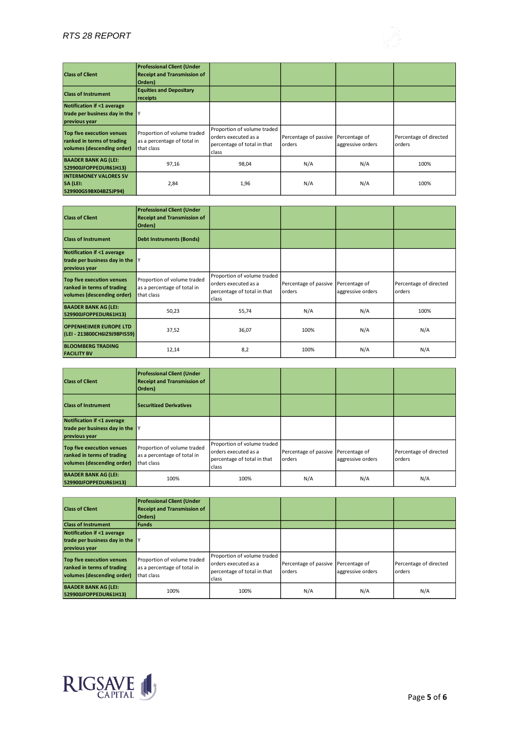| Class of Client | Professional Client (Under Receipt and Transmission of Orders) | | | | |
|---|---|---|---|---|---|
| Class of Instrument | Equities and Depositary receipts | | | | |
| Notification if <1 average trade per business day in the previous year | Y | | | | |
| Top five execution venues ranked in terms of trading volumes (descending order) | Proportion of volume traded as a percentage of total in that class | Proportion of volume traded orders executed as a percentage of total in that class | Percentage of passive orders | Percentage of aggressive orders | Percentage of directed orders |
| BAADER BANK AG (LEI: 529900JFOPPEDUR61H13) | 97,16 | 98,04 | N/A | N/A | 100% |
| INTERMONEY VALORES SV SA (LEI: 529900GS9BX04BZ5JP94) | 2,84 | 1,96 | N/A | N/A | 100% |

| Class of Client | Professional Client (Under Receipt and Transmission of Orders) | | | | |
|---|---|---|---|---|---|
| Class of Instrument | Debt Instruments (Bonds) | | | | |
| Notification if <1 average trade per business day in the previous year | Y | | | | |
| Top five execution venues ranked in terms of trading volumes (descending order) | Proportion of volume traded as a percentage of total in that class | Proportion of volume traded orders executed as a percentage of total in that class | Percentage of passive orders | Percentage of aggressive orders | Percentage of directed orders |
| BAADER BANK AG (LEI: 529900JFOPPEDUR61H13) | 50,23 | 55,74 | N/A | N/A | 100% |
| OPPENHEIMER EUROPE LTD (LEI - 213800CH6IZ9J98PIS59) | 37,52 | 36,07 | 100% | N/A | N/A |
| BLOOMBERG TRADING FACILITY BV | 12,14 | 8,2 | 100% | N/A | N/A |

| Class of Client | Professional Client (Under Receipt and Transmission of Orders) | | | | |
|---|---|---|---|---|---|
| Class of Instrument | Securitized Derivatives | | | | |
| Notification if <1 average trade per business day in the previous year | Y | | | | |
| Top five execution venues ranked in terms of trading volumes (descending order) | Proportion of volume traded as a percentage of total in that class | Proportion of volume traded orders executed as a percentage of total in that class | Percentage of passive orders | Percentage of aggressive orders | Percentage of directed orders |
| BAADER BANK AG (LEI: 529900JFOPPEDUR61H13) | 100% | 100% | N/A | N/A | N/A |

| Class of Client | Professional Client (Under Receipt and Transmission of Orders) | | | | |
|---|---|---|---|---|---|
| Class of Instrument | Funds | | | | |
| Notification if <1 average trade per business day in the previous year | Y | | | | |
| Top five execution venues ranked in terms of trading volumes (descending order) | Proportion of volume traded as a percentage of total in that class | Proportion of volume traded orders executed as a percentage of total in that class | Percentage of passive orders | Percentage of aggressive orders | Percentage of directed orders |
| BAADER BANK AG (LEI: 529900JFOPPEDUR61H13) | 100% | 100% | N/A | N/A | N/A |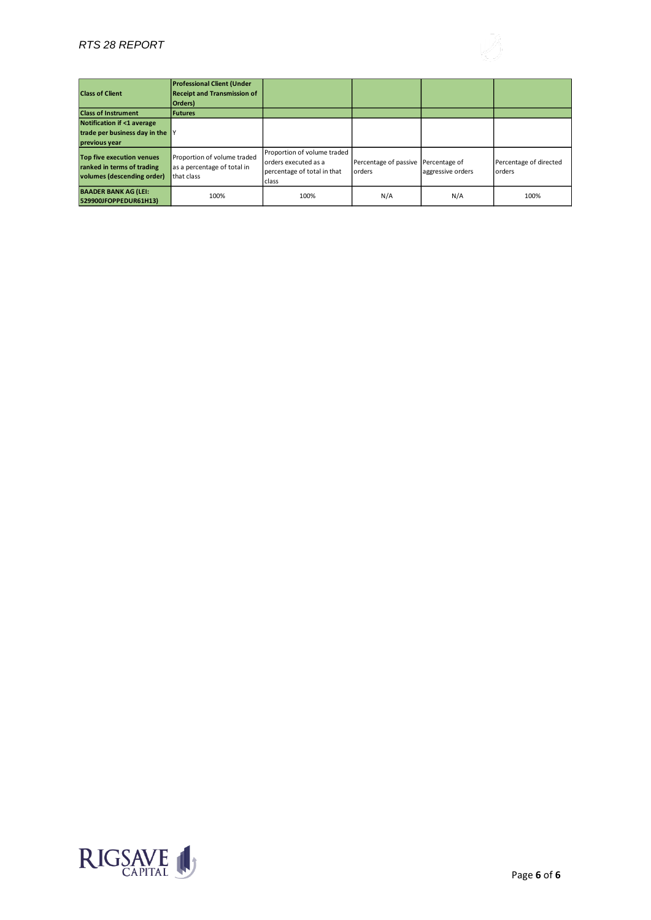| Class of Client | Professional Client (Under Receipt and Transmission of Orders) | | | | |
|---|---|---|---|---|---|
| Class of Instrument | Futures | | | | |
| Notification if <1 average trade per business day in the previous year | Y | | | | |
| Top five execution venues ranked in terms of trading volumes (descending order) | Proportion of volume traded as a percentage of total in that class | Proportion of volume traded orders executed as a percentage of total in that class | Percentage of passive orders | Percentage of aggressive orders | Percentage of directed orders |
| BAADER BANK AG (LEI: 529900JFOPPEDUR61H13) | 100% | 100% | N/A | N/A | 100% |